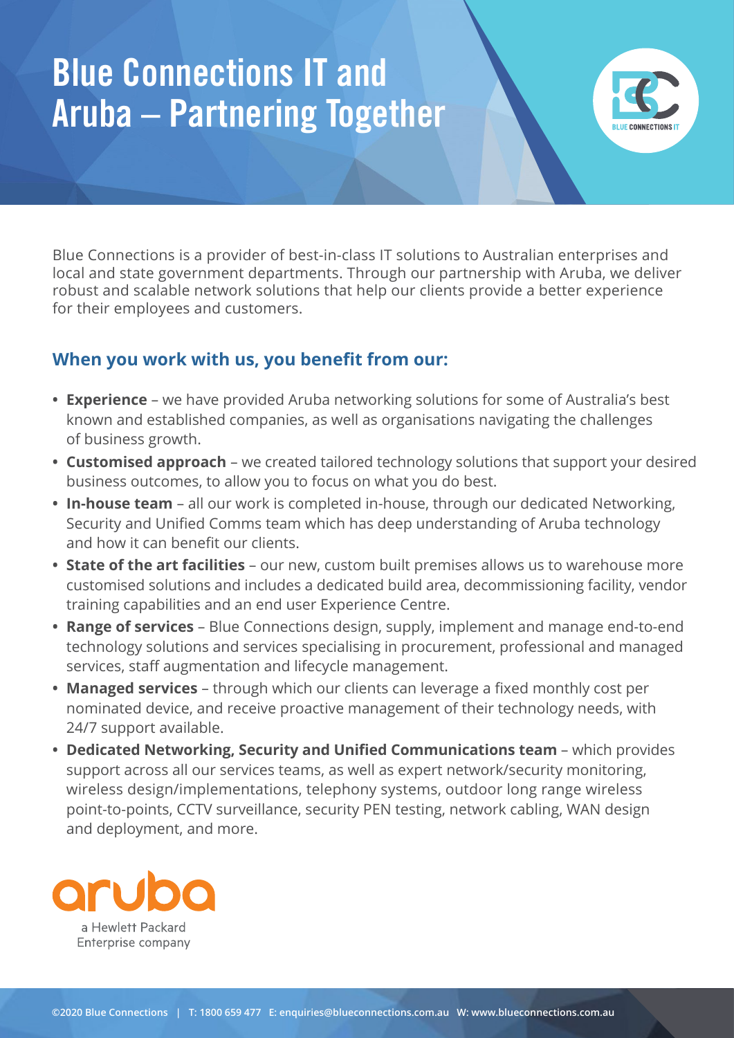# Blue Connections IT and Aruba – Partnering Together

Blue Connections is a provider of best-in-class IT solutions to Australian enterprises and local and state government departments. Through our partnership with Aruba, we deliver robust and scalable network solutions that help our clients provide a better experience for their employees and customers.

## When you work with us, you benefit from our:

- **Experience** – we have provided Aruba networking solutions for some of Australia's best known and established companies, as well as organisations navigating the challenges of business growth.
- **Customised approach** – we created tailored technology solutions that support your desired business outcomes, to allow you to focus on what you do best.
- **In-house team** – all our work is completed in-house, through our dedicated Networking, Security and Unified Comms team which has deep understanding of Aruba technology and how it can benefit our clients.
- **State of the art facilities** – our new, custom built premises allows us to warehouse more customised solutions and includes a dedicated build area, decommissioning facility, vendor training capabilities and an end user Experience Centre.
- **Range of services** – Blue Connections design, supply, implement and manage end-to-end technology solutions and services specialising in procurement, professional and managed services, staff augmentation and lifecycle management.
- **Managed services** – through which our clients can leverage a fixed monthly cost per nominated device, and receive proactive management of their technology needs, with 24/7 support available.
- **Dedicated Networking, Security and Unified Communications team** – which provides support across all our services teams, as well as expert network/security monitoring, wireless design/implementations, telephony systems, outdoor long range wireless point-to-points, CCTV surveillance, security PEN testing, network cabling, WAN design and deployment, and more.

aruba
a Hewlett Packard Enterprise company

©2020 Blue Connections | T: 1800 659 477 E: enquiries@blueconnections.com.au W: www.blueconnections.com.au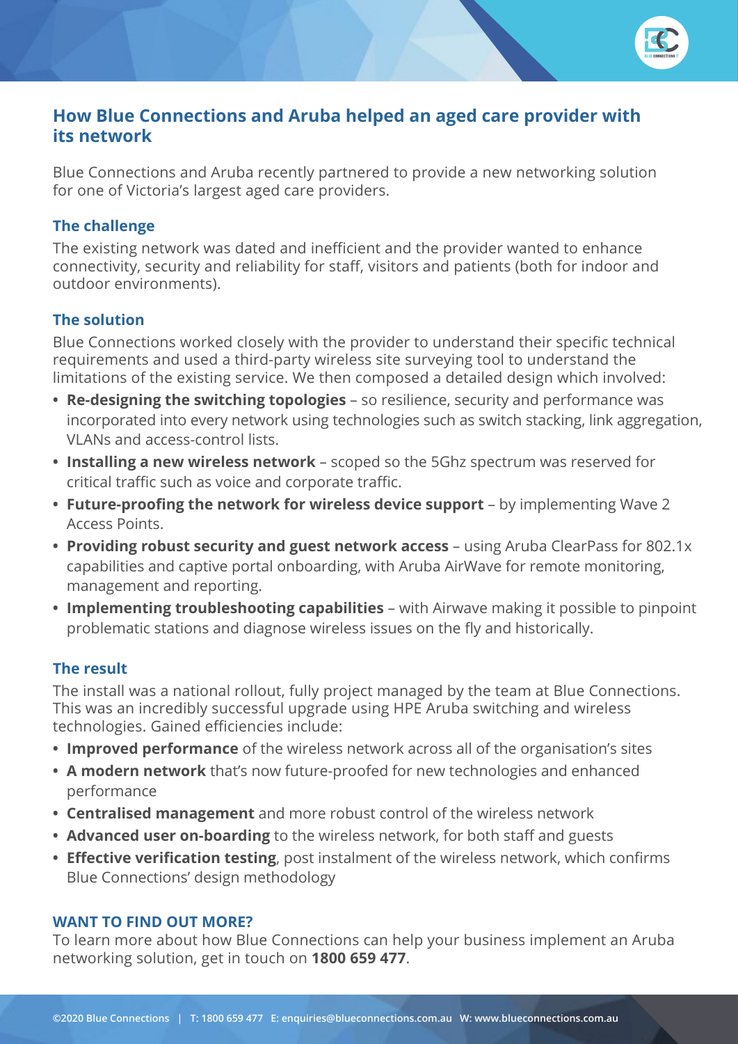## How Blue Connections and Aruba helped an aged care provider with its network

Blue Connections and Aruba recently partnered to provide a new networking solution for one of Victoria's largest aged care providers.

### The challenge

The existing network was dated and inefficient and the provider wanted to enhance connectivity, security and reliability for staff, visitors and patients (both for indoor and outdoor environments).

### The solution

Blue Connections worked closely with the provider to understand their specific technical requirements and used a third-party wireless site surveying tool to understand the limitations of the existing service. We then composed a detailed design which involved:

- **Re-designing the switching topologies** – so resilience, security and performance was incorporated into every network using technologies such as switch stacking, link aggregation, VLANs and access-control lists.
- **Installing a new wireless network** – scoped so the 5Ghz spectrum was reserved for critical traffic such as voice and corporate traffic.
- **Future-proofing the network for wireless device support** – by implementing Wave 2 Access Points.
- **Providing robust security and guest network access** – using Aruba ClearPass for 802.1x capabilities and captive portal onboarding, with Aruba AirWave for remote monitoring, management and reporting.
- **Implementing troubleshooting capabilities** – with Airwave making it possible to pinpoint problematic stations and diagnose wireless issues on the fly and historically.

### The result

The install was a national rollout, fully project managed by the team at Blue Connections. This was an incredibly successful upgrade using HPE Aruba switching and wireless technologies. Gained efficiencies include:

- **Improved performance** of the wireless network across all of the organisation's sites
- **A modern network** that's now future-proofed for new technologies and enhanced performance
- **Centralised management** and more robust control of the wireless network
- **Advanced user on-boarding** to the wireless network, for both staff and guests
- **Effective verification testing**, post instalment of the wireless network, which confirms Blue Connections' design methodology

### WANT TO FIND OUT MORE?

To learn more about how Blue Connections can help your business implement an Aruba networking solution, get in touch on **1800 659 477**.

©2020 Blue Connections | T: 1800 659 477 E: enquiries@blueconnections.com.au W: www.blueconnections.com.au